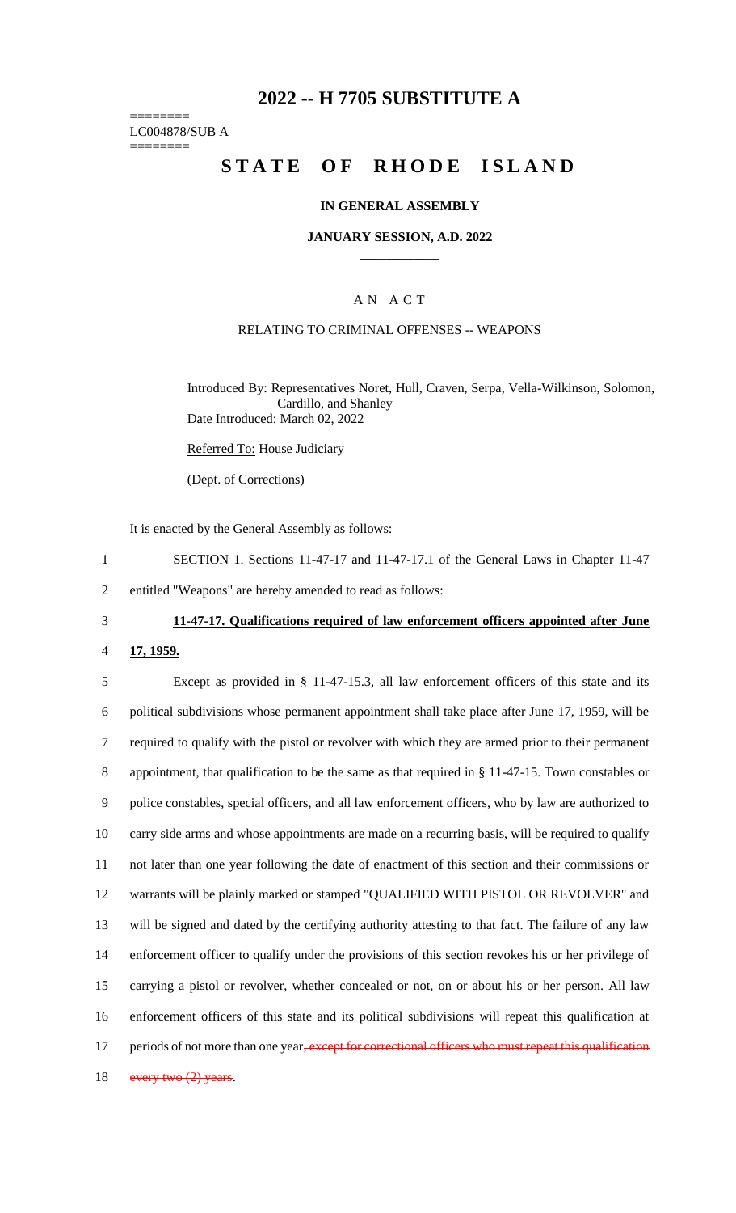# 2022 -- H 7705 SUBSTITUTE A

========
LC004878/SUB A
========

## STATE OF RHODE ISLAND

**IN GENERAL ASSEMBLY**

**JANUARY SESSION, A.D. 2022**

\_\_\_\_\_\_\_\_\_\_\_\_

A N A C T

RELATING TO CRIMINAL OFFENSES -- WEAPONS

Introduced By: Representatives Noret, Hull, Craven, Serpa, Vella-Wilkinson, Solomon, Cardillo, and Shanley

Date Introduced: March 02, 2022

Referred To: House Judiciary

(Dept. of Corrections)

It is enacted by the General Assembly as follows:

1 SECTION 1. Sections 11-47-17 and 11-47-17.1 of the General Laws in Chapter 11-47
2 entitled "Weapons" are hereby amended to read as follows:

3 **11-47-17. Qualifications required of law enforcement officers appointed after June**
4 **17, 1959.**

5 Except as provided in § 11-47-15.3, all law enforcement officers of this state and its
6 political subdivisions whose permanent appointment shall take place after June 17, 1959, will be
7 required to qualify with the pistol or revolver with which they are armed prior to their permanent
8 appointment, that qualification to be the same as that required in § 11-47-15. Town constables or
9 police constables, special officers, and all law enforcement officers, who by law are authorized to
10 carry side arms and whose appointments are made on a recurring basis, will be required to qualify
11 not later than one year following the date of enactment of this section and their commissions or
12 warrants will be plainly marked or stamped "QUALIFIED WITH PISTOL OR REVOLVER" and
13 will be signed and dated by the certifying authority attesting to that fact. The failure of any law
14 enforcement officer to qualify under the provisions of this section revokes his or her privilege of
15 carrying a pistol or revolver, whether concealed or not, on or about his or her person. All law
16 enforcement officers of this state and its political subdivisions will repeat this qualification at
17 periods of not more than one year~~, except for correctional officers who must repeat this qualification~~
18 ~~every two (2) years~~.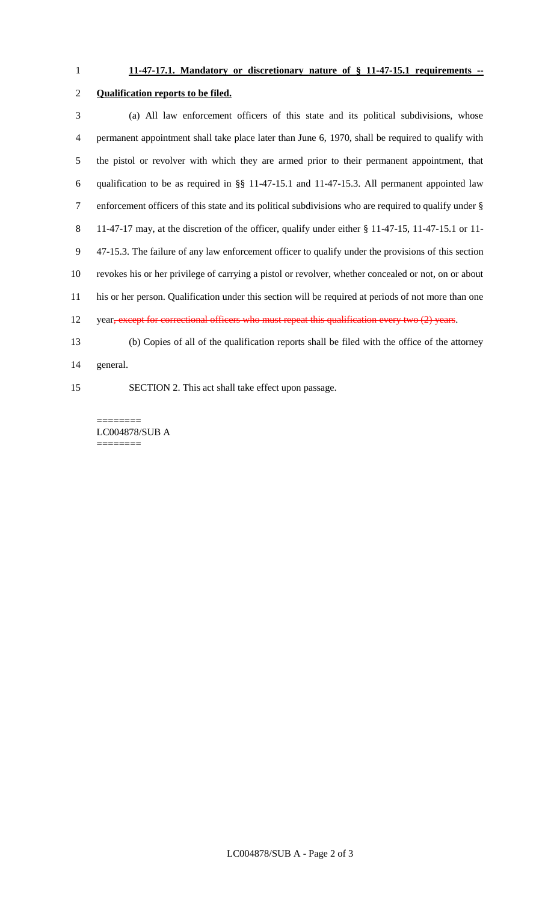**11-47-17.1. Mandatory or discretionary nature of § 11-47-15.1 requirements -- Qualification reports to be filed.**

(a) All law enforcement officers of this state and its political subdivisions, whose permanent appointment shall take place later than June 6, 1970, shall be required to qualify with the pistol or revolver with which they are armed prior to their permanent appointment, that qualification to be as required in §§ 11-47-15.1 and 11-47-15.3. All permanent appointed law enforcement officers of this state and its political subdivisions who are required to qualify under § 11-47-17 may, at the discretion of the officer, qualify under either § 11-47-15, 11-47-15.1 or 11-47-15.3. The failure of any law enforcement officer to qualify under the provisions of this section revokes his or her privilege of carrying a pistol or revolver, whether concealed or not, on or about his or her person. Qualification under this section will be required at periods of not more than one year~~, except for correctional officers who must repeat this qualification every two (2) years~~.

(b) Copies of all of the qualification reports shall be filed with the office of the attorney general.

SECTION 2. This act shall take effect upon passage.

========
LC004878/SUB A
========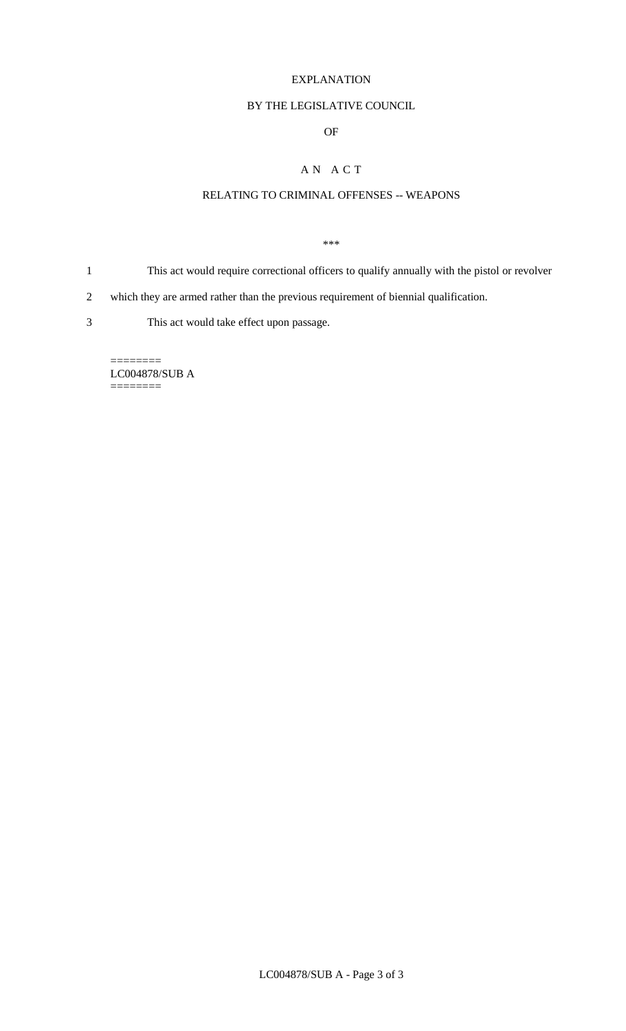EXPLANATION

BY THE LEGISLATIVE COUNCIL

OF

A N A C T

RELATING TO CRIMINAL OFFENSES -- WEAPONS

\*\*\*

1 This act would require correctional officers to qualify annually with the pistol or revolver

2 which they are armed rather than the previous requirement of biennial qualification.

3 This act would take effect upon passage.

========
LC004878/SUB A
========